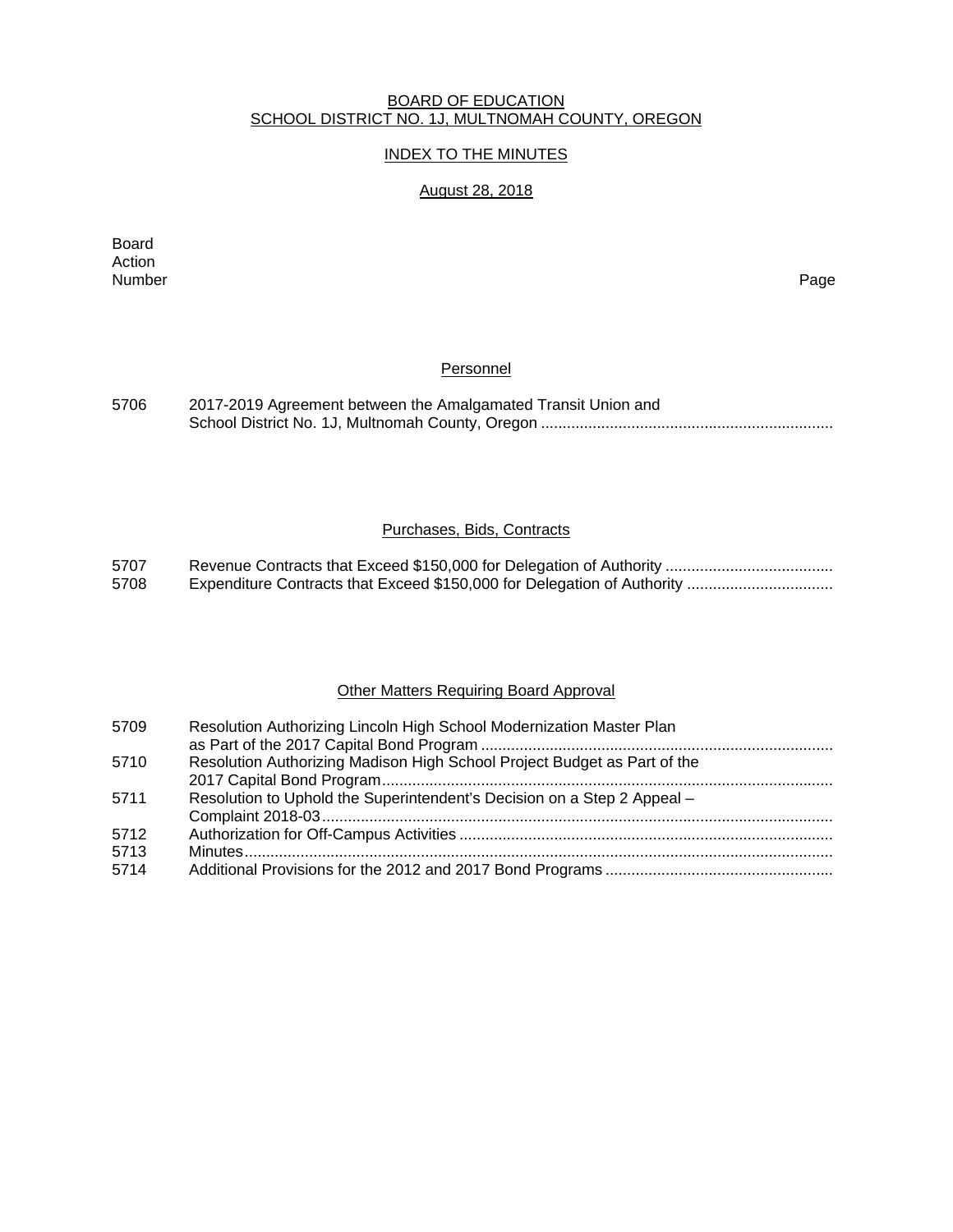BOARD OF EDUCATION
SCHOOL DISTRICT NO. 1J, MULTNOMAH COUNTY, OREGON

INDEX TO THE MINUTES

August 28, 2018

| Board Action Number | | Page |
|---|---|---|
| | **Personnel** | |
| 5706 | 2017-2019 Agreement between the Amalgamated Transit Union and School District No. 1J, Multnomah County, Oregon | |
| | **Purchases, Bids, Contracts** | |
| 5707 | Revenue Contracts that Exceed $150,000 for Delegation of Authority | |
| 5708 | Expenditure Contracts that Exceed $150,000 for Delegation of Authority | |
| | **Other Matters Requiring Board Approval** | |
| 5709 | Resolution Authorizing Lincoln High School Modernization Master Plan as Part of the 2017 Capital Bond Program | |
| 5710 | Resolution Authorizing Madison High School Project Budget as Part of the 2017 Capital Bond Program | |
| 5711 | Resolution to Uphold the Superintendent's Decision on a Step 2 Appeal – Complaint 2018-03 | |
| 5712 | Authorization for Off-Campus Activities | |
| 5713 | Minutes | |
| 5714 | Additional Provisions for the 2012 and 2017 Bond Programs | |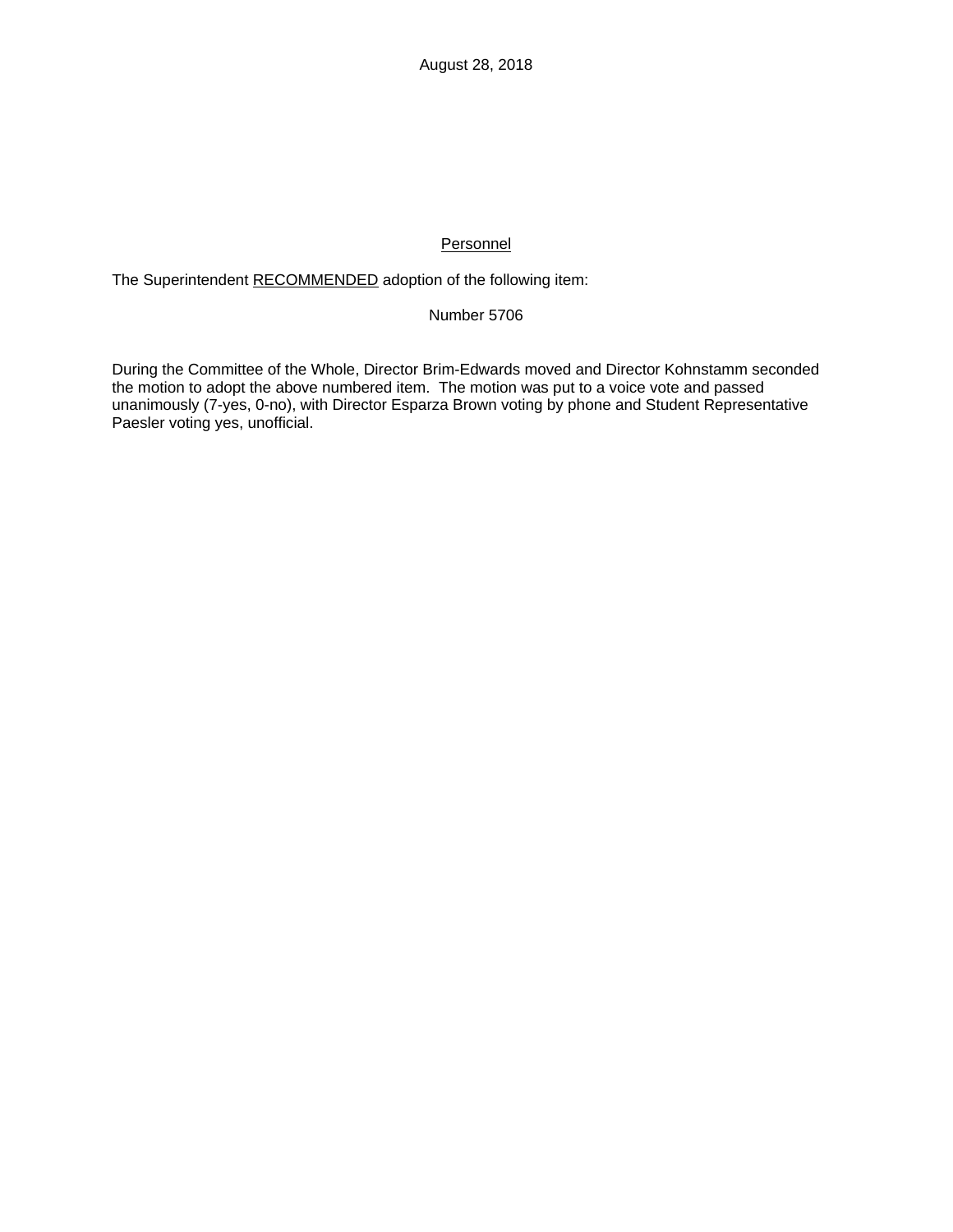August 28, 2018

<u>Personnel</u>

The Superintendent <u>RECOMMENDED</u> adoption of the following item:

Number 5706

During the Committee of the Whole, Director Brim-Edwards moved and Director Kohnstamm seconded the motion to adopt the above numbered item. The motion was put to a voice vote and passed unanimously (7-yes, 0-no), with Director Esparza Brown voting by phone and Student Representative Paesler voting yes, unofficial.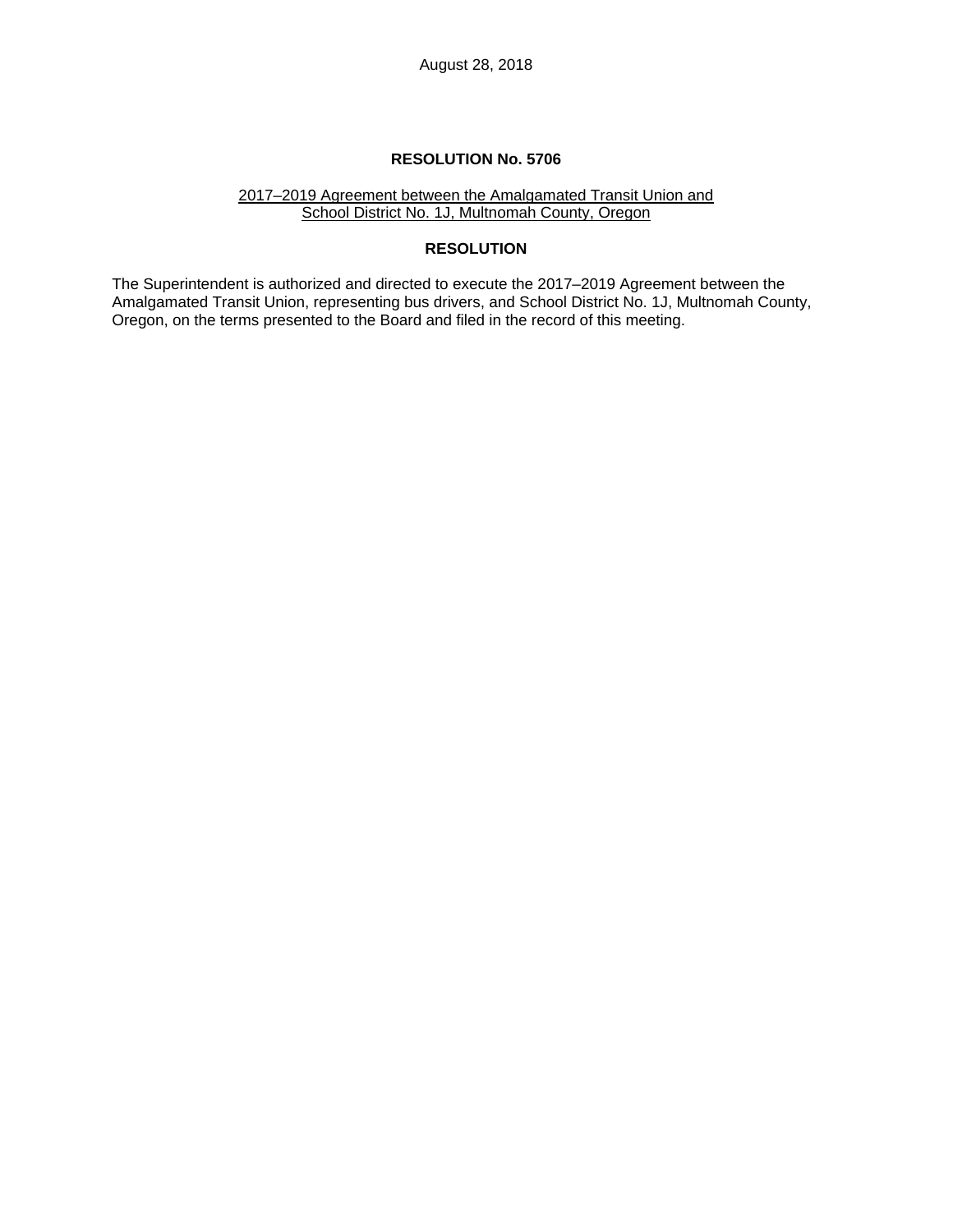August 28, 2018

## RESOLUTION No. 5706

2017–2019 Agreement between the Amalgamated Transit Union and School District No. 1J, Multnomah County, Oregon

## RESOLUTION

The Superintendent is authorized and directed to execute the 2017–2019 Agreement between the Amalgamated Transit Union, representing bus drivers, and School District No. 1J, Multnomah County, Oregon, on the terms presented to the Board and filed in the record of this meeting.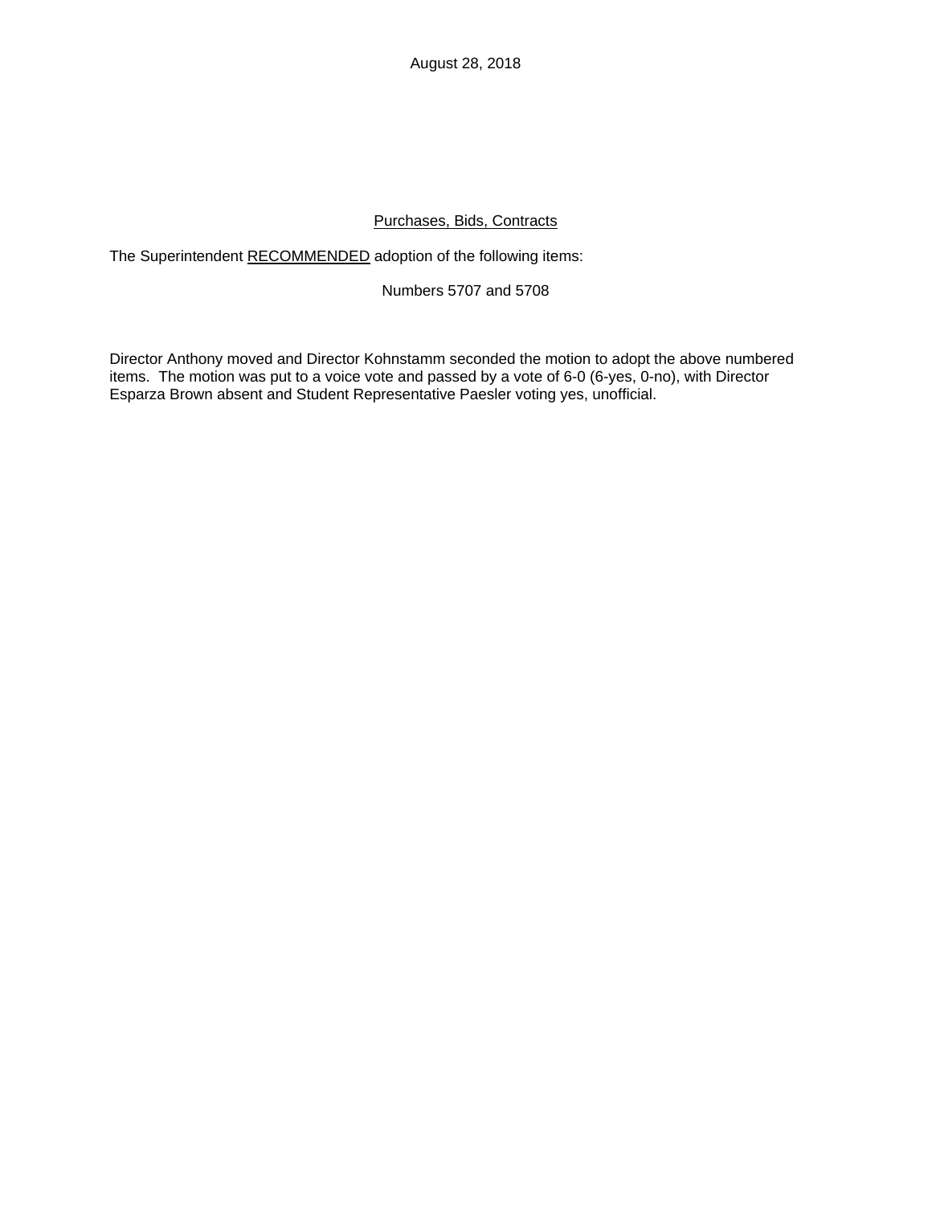August 28, 2018

Purchases, Bids, Contracts

The Superintendent RECOMMENDED adoption of the following items:

Numbers 5707 and 5708

Director Anthony moved and Director Kohnstamm seconded the motion to adopt the above numbered items. The motion was put to a voice vote and passed by a vote of 6-0 (6-yes, 0-no), with Director Esparza Brown absent and Student Representative Paesler voting yes, unofficial.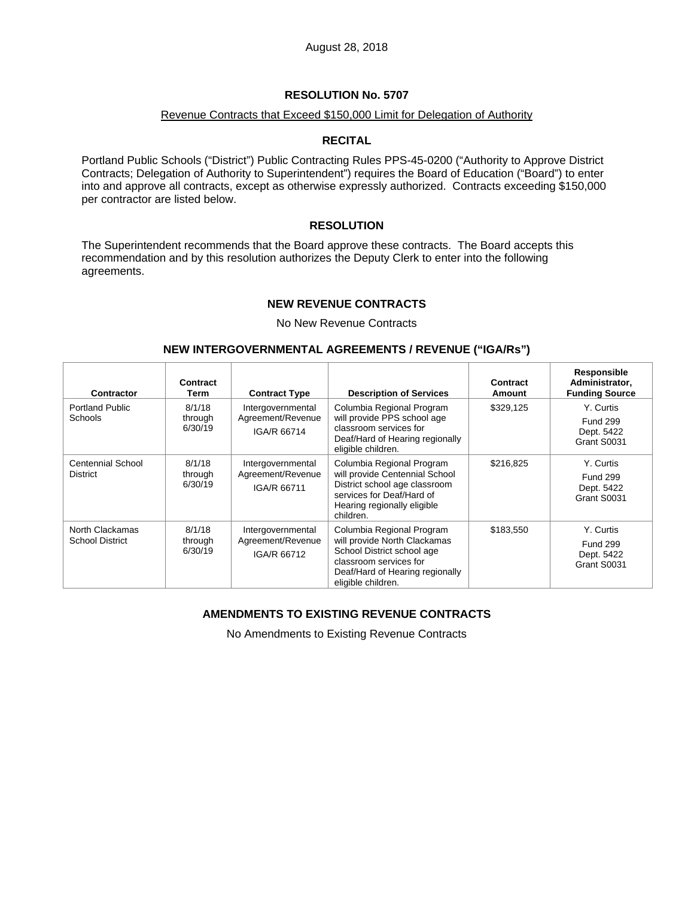August 28, 2018

# RESOLUTION No. 5707

Revenue Contracts that Exceed $150,000 Limit for Delegation of Authority

## RECITAL

Portland Public Schools ("District") Public Contracting Rules PPS-45-0200 ("Authority to Approve District Contracts; Delegation of Authority to Superintendent") requires the Board of Education ("Board") to enter into and approve all contracts, except as otherwise expressly authorized. Contracts exceeding $150,000 per contractor are listed below.

## RESOLUTION

The Superintendent recommends that the Board approve these contracts. The Board accepts this recommendation and by this resolution authorizes the Deputy Clerk to enter into the following agreements.

## NEW REVENUE CONTRACTS

No New Revenue Contracts

## NEW INTERGOVERNMENTAL AGREEMENTS / REVENUE ("IGA/Rs")

| Contractor | Contract Term | Contract Type | Description of Services | Contract Amount | Responsible Administrator, Funding Source |
|---|---|---|---|---|---|
| Portland Public Schools | 8/1/18 through 6/30/19 | Intergovernmental Agreement/Revenue IGA/R 66714 | Columbia Regional Program will provide PPS school age classroom services for Deaf/Hard of Hearing regionally eligible children. | $329,125 | Y. Curtis Fund 299 Dept. 5422 Grant S0031 |
| Centennial School District | 8/1/18 through 6/30/19 | Intergovernmental Agreement/Revenue IGA/R 66711 | Columbia Regional Program will provide Centennial School District school age classroom services for Deaf/Hard of Hearing regionally eligible children. | $216,825 | Y. Curtis Fund 299 Dept. 5422 Grant S0031 |
| North Clackamas School District | 8/1/18 through 6/30/19 | Intergovernmental Agreement/Revenue IGA/R 66712 | Columbia Regional Program will provide North Clackamas School District school age classroom services for Deaf/Hard of Hearing regionally eligible children. | $183,550 | Y. Curtis Fund 299 Dept. 5422 Grant S0031 |

## AMENDMENTS TO EXISTING REVENUE CONTRACTS

No Amendments to Existing Revenue Contracts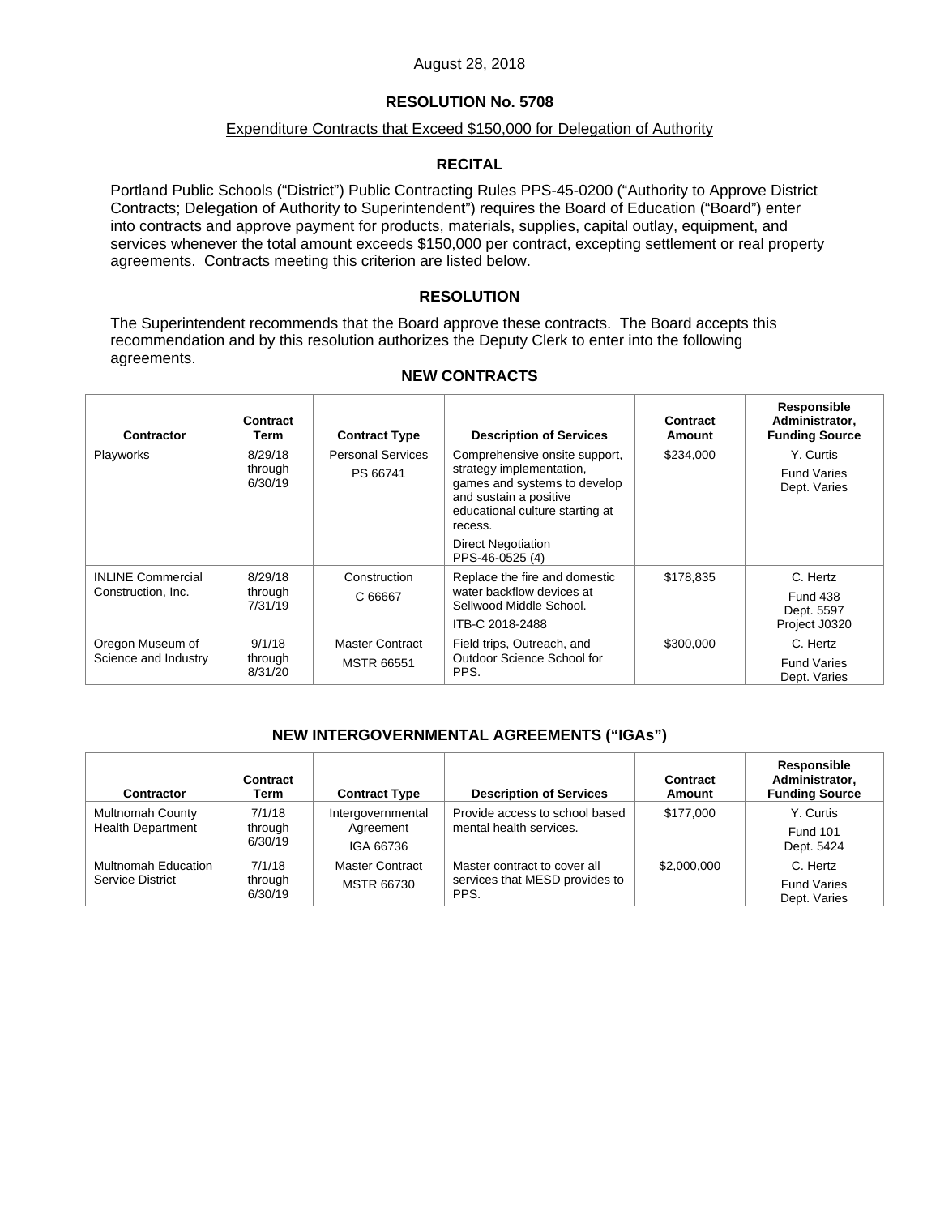August 28, 2018

# RESOLUTION No. 5708

Expenditure Contracts that Exceed $150,000 for Delegation of Authority

## RECITAL

Portland Public Schools ("District") Public Contracting Rules PPS-45-0200 ("Authority to Approve District Contracts; Delegation of Authority to Superintendent") requires the Board of Education ("Board") enter into contracts and approve payment for products, materials, supplies, capital outlay, equipment, and services whenever the total amount exceeds $150,000 per contract, excepting settlement or real property agreements. Contracts meeting this criterion are listed below.

## RESOLUTION

The Superintendent recommends that the Board approve these contracts. The Board accepts this recommendation and by this resolution authorizes the Deputy Clerk to enter into the following agreements.

### NEW CONTRACTS

| Contractor | Contract Term | Contract Type | Description of Services | Contract Amount | Responsible Administrator, Funding Source |
|---|---|---|---|---|---|
| Playworks | 8/29/18 through 6/30/19 | Personal Services PS 66741 | Comprehensive onsite support, strategy implementation, games and systems to develop and sustain a positive educational culture starting at recess. Direct Negotiation PPS-46-0525 (4) | $234,000 | Y. Curtis Fund Varies Dept. Varies |
| INLINE Commercial Construction, Inc. | 8/29/18 through 7/31/19 | Construction C 66667 | Replace the fire and domestic water backflow devices at Sellwood Middle School. ITB-C 2018-2488 | $178,835 | C. Hertz Fund 438 Dept. 5597 Project J0320 |
| Oregon Museum of Science and Industry | 9/1/18 through 8/31/20 | Master Contract MSTR 66551 | Field trips, Outreach, and Outdoor Science School for PPS. | $300,000 | C. Hertz Fund Varies Dept. Varies |

### NEW INTERGOVERNMENTAL AGREEMENTS ("IGAs")

| Contractor | Contract Term | Contract Type | Description of Services | Contract Amount | Responsible Administrator, Funding Source |
|---|---|---|---|---|---|
| Multnomah County Health Department | 7/1/18 through 6/30/19 | Intergovernmental Agreement IGA 66736 | Provide access to school based mental health services. | $177,000 | Y. Curtis Fund 101 Dept. 5424 |
| Multnomah Education Service District | 7/1/18 through 6/30/19 | Master Contract MSTR 66730 | Master contract to cover all services that MESD provides to PPS. | $2,000,000 | C. Hertz Fund Varies Dept. Varies |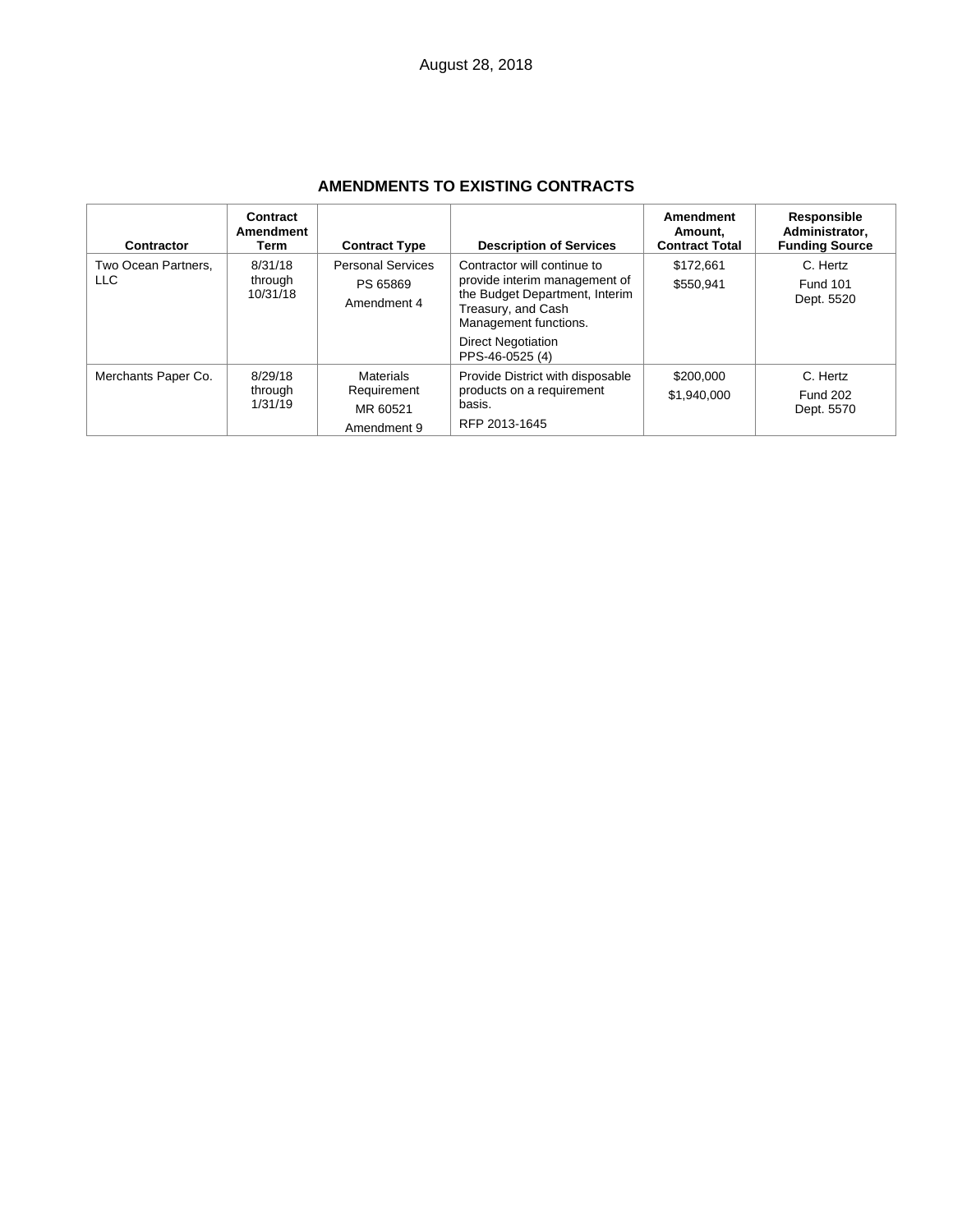August 28, 2018

## AMENDMENTS TO EXISTING CONTRACTS

| Contractor | Contract Amendment Term | Contract Type | Description of Services | Amendment Amount, Contract Total | Responsible Administrator, Funding Source |
|---|---|---|---|---|---|
| Two Ocean Partners, LLC | 8/31/18 through 10/31/18 | Personal Services<br>PS 65869<br>Amendment 4 | Contractor will continue to provide interim management of the Budget Department, Interim Treasury, and Cash Management functions.<br>Direct Negotiation<br>PPS-46-0525 (4) | $172,661<br>$550,941 | C. Hertz<br>Fund 101<br>Dept. 5520 |
| Merchants Paper Co. | 8/29/18 through 1/31/19 | Materials Requirement<br>MR 60521<br>Amendment 9 | Provide District with disposable products on a requirement basis.<br>RFP 2013-1645 | $200,000<br>$1,940,000 | C. Hertz<br>Fund 202<br>Dept. 5570 |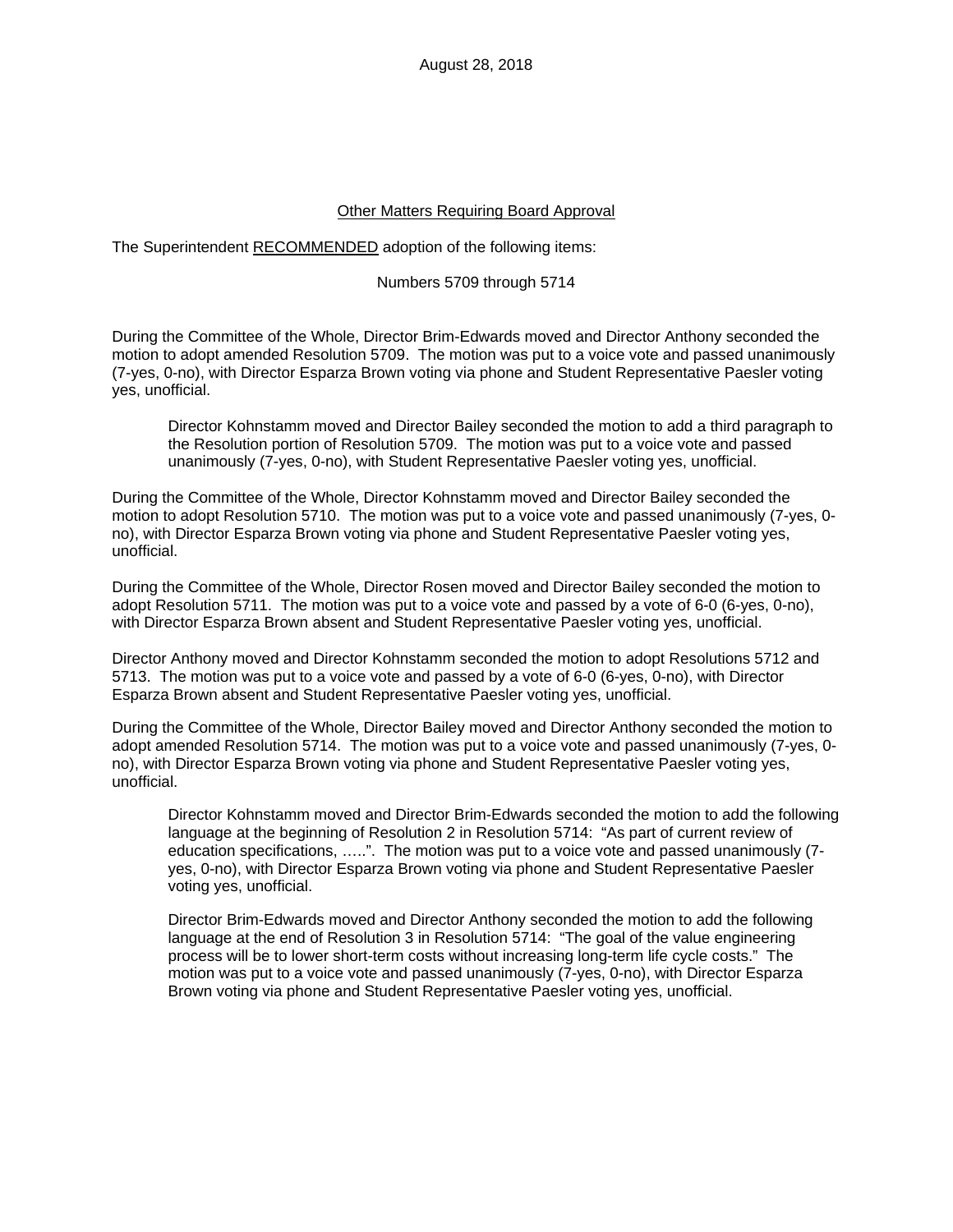August 28, 2018

## Other Matters Requiring Board Approval

The Superintendent RECOMMENDED adoption of the following items:

Numbers 5709 through 5714

During the Committee of the Whole, Director Brim-Edwards moved and Director Anthony seconded the motion to adopt amended Resolution 5709. The motion was put to a voice vote and passed unanimously (7-yes, 0-no), with Director Esparza Brown voting via phone and Student Representative Paesler voting yes, unofficial.

> Director Kohnstamm moved and Director Bailey seconded the motion to add a third paragraph to the Resolution portion of Resolution 5709. The motion was put to a voice vote and passed unanimously (7-yes, 0-no), with Student Representative Paesler voting yes, unofficial.

During the Committee of the Whole, Director Kohnstamm moved and Director Bailey seconded the motion to adopt Resolution 5710. The motion was put to a voice vote and passed unanimously (7-yes, 0-no), with Director Esparza Brown voting via phone and Student Representative Paesler voting yes, unofficial.

During the Committee of the Whole, Director Rosen moved and Director Bailey seconded the motion to adopt Resolution 5711. The motion was put to a voice vote and passed by a vote of 6-0 (6-yes, 0-no), with Director Esparza Brown absent and Student Representative Paesler voting yes, unofficial.

Director Anthony moved and Director Kohnstamm seconded the motion to adopt Resolutions 5712 and 5713. The motion was put to a voice vote and passed by a vote of 6-0 (6-yes, 0-no), with Director Esparza Brown absent and Student Representative Paesler voting yes, unofficial.

During the Committee of the Whole, Director Bailey moved and Director Anthony seconded the motion to adopt amended Resolution 5714. The motion was put to a voice vote and passed unanimously (7-yes, 0-no), with Director Esparza Brown voting via phone and Student Representative Paesler voting yes, unofficial.

> Director Kohnstamm moved and Director Brim-Edwards seconded the motion to add the following language at the beginning of Resolution 2 in Resolution 5714: "As part of current review of education specifications, …..". The motion was put to a voice vote and passed unanimously (7-yes, 0-no), with Director Esparza Brown voting via phone and Student Representative Paesler voting yes, unofficial.
>
> Director Brim-Edwards moved and Director Anthony seconded the motion to add the following language at the end of Resolution 3 in Resolution 5714: "The goal of the value engineering process will be to lower short-term costs without increasing long-term life cycle costs." The motion was put to a voice vote and passed unanimously (7-yes, 0-no), with Director Esparza Brown voting via phone and Student Representative Paesler voting yes, unofficial.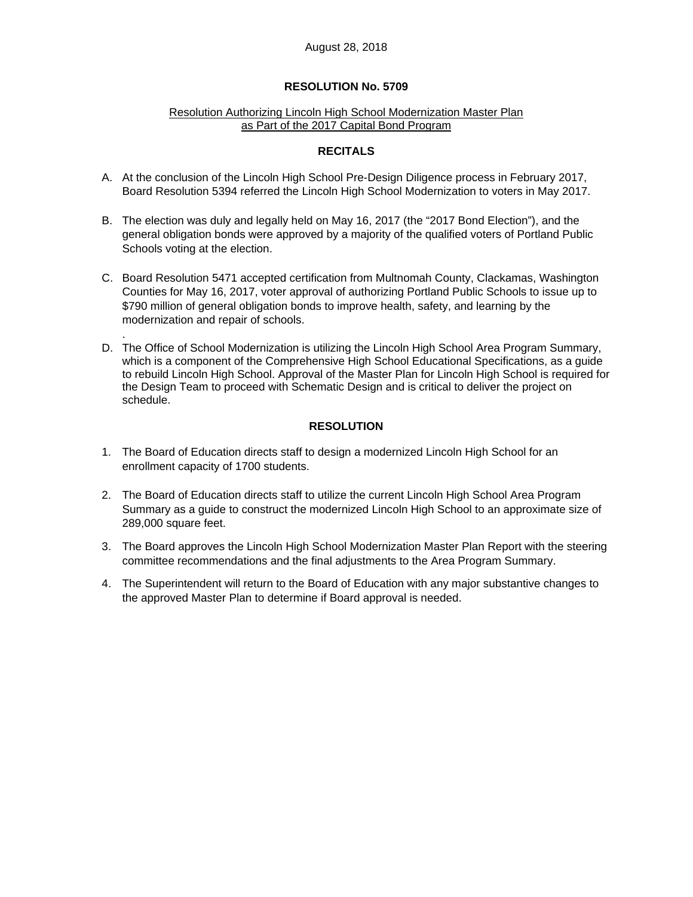August 28, 2018

# RESOLUTION No. 5709

Resolution Authorizing Lincoln High School Modernization Master Plan as Part of the 2017 Capital Bond Program

## RECITALS

A. At the conclusion of the Lincoln High School Pre-Design Diligence process in February 2017, Board Resolution 5394 referred the Lincoln High School Modernization to voters in May 2017.

B. The election was duly and legally held on May 16, 2017 (the "2017 Bond Election"), and the general obligation bonds were approved by a majority of the qualified voters of Portland Public Schools voting at the election.

C. Board Resolution 5471 accepted certification from Multnomah County, Clackamas, Washington Counties for May 16, 2017, voter approval of authorizing Portland Public Schools to issue up to $790 million of general obligation bonds to improve health, safety, and learning by the modernization and repair of schools.
.

D. The Office of School Modernization is utilizing the Lincoln High School Area Program Summary, which is a component of the Comprehensive High School Educational Specifications, as a guide to rebuild Lincoln High School. Approval of the Master Plan for Lincoln High School is required for the Design Team to proceed with Schematic Design and is critical to deliver the project on schedule.

## RESOLUTION

1. The Board of Education directs staff to design a modernized Lincoln High School for an enrollment capacity of 1700 students.

2. The Board of Education directs staff to utilize the current Lincoln High School Area Program Summary as a guide to construct the modernized Lincoln High School to an approximate size of 289,000 square feet.

3. The Board approves the Lincoln High School Modernization Master Plan Report with the steering committee recommendations and the final adjustments to the Area Program Summary.

4. The Superintendent will return to the Board of Education with any major substantive changes to the approved Master Plan to determine if Board approval is needed.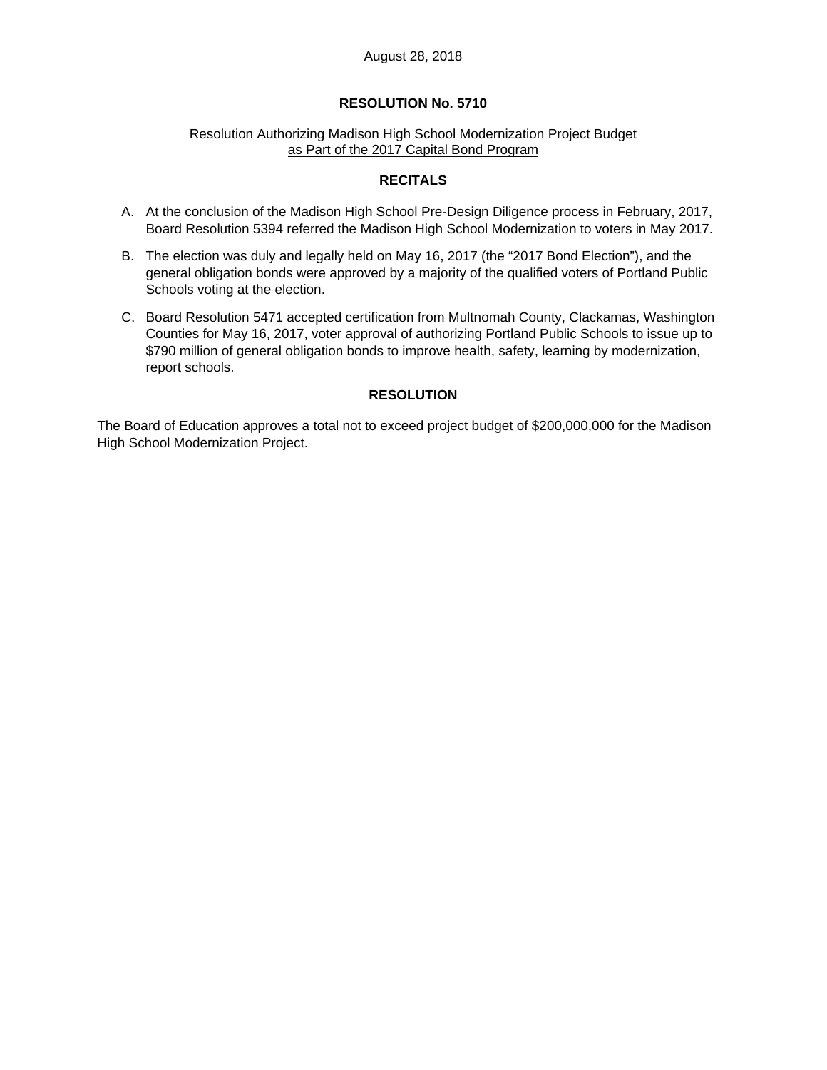August 28, 2018

## RESOLUTION No. 5710

Resolution Authorizing Madison High School Modernization Project Budget as Part of the 2017 Capital Bond Program

### RECITALS

A. At the conclusion of the Madison High School Pre-Design Diligence process in February, 2017, Board Resolution 5394 referred the Madison High School Modernization to voters in May 2017.

B. The election was duly and legally held on May 16, 2017 (the "2017 Bond Election"), and the general obligation bonds were approved by a majority of the qualified voters of Portland Public Schools voting at the election.

C. Board Resolution 5471 accepted certification from Multnomah County, Clackamas, Washington Counties for May 16, 2017, voter approval of authorizing Portland Public Schools to issue up to $790 million of general obligation bonds to improve health, safety, learning by modernization, report schools.

### RESOLUTION

The Board of Education approves a total not to exceed project budget of $200,000,000 for the Madison High School Modernization Project.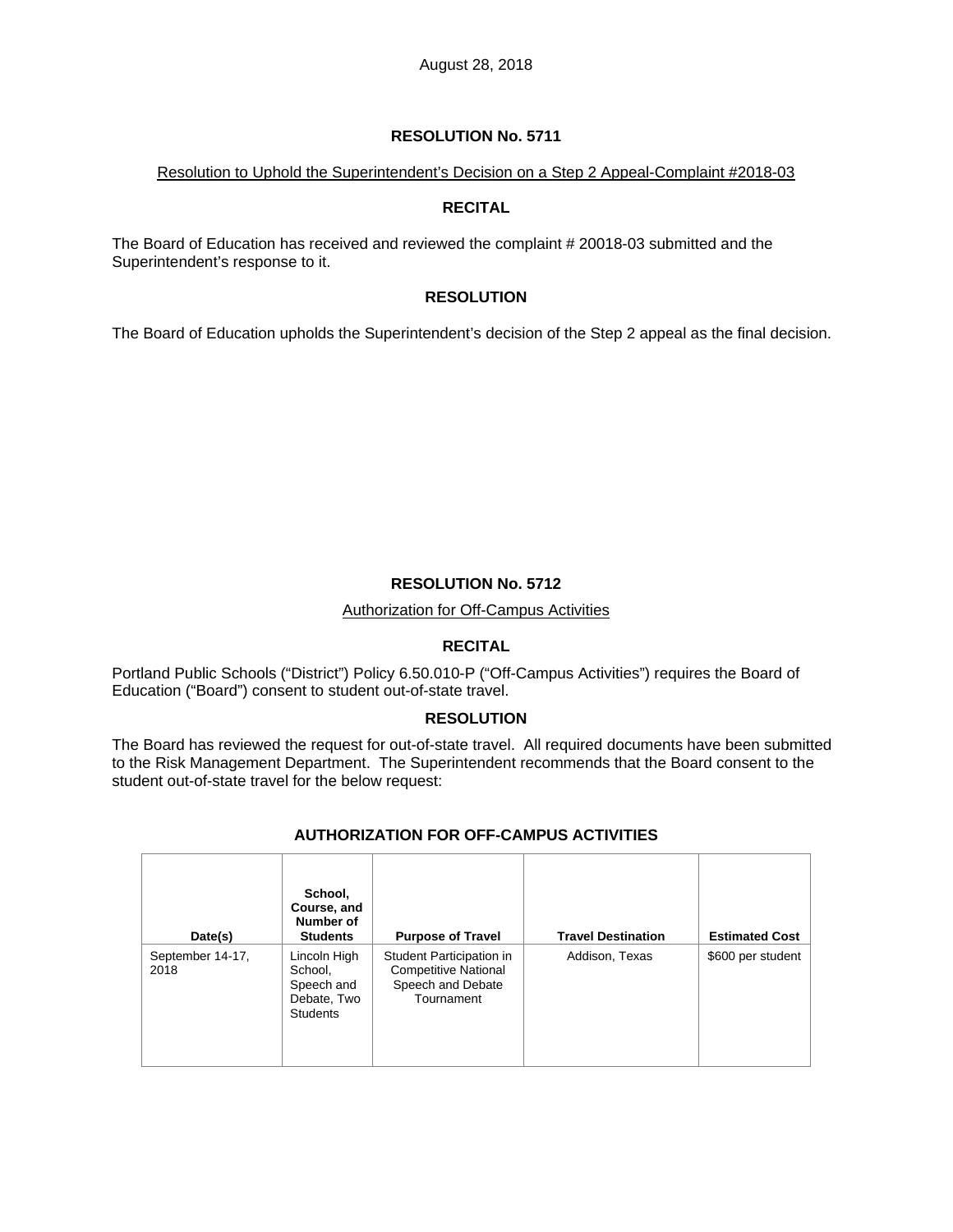August 28, 2018

## RESOLUTION No. 5711

Resolution to Uphold the Superintendent's Decision on a Step 2 Appeal-Complaint #2018-03

### RECITAL

The Board of Education has received and reviewed the complaint # 20018-03 submitted and the Superintendent's response to it.

### RESOLUTION

The Board of Education upholds the Superintendent's decision of the Step 2 appeal as the final decision.

## RESOLUTION No. 5712

Authorization for Off-Campus Activities

### RECITAL

Portland Public Schools ("District") Policy 6.50.010-P ("Off-Campus Activities") requires the Board of Education ("Board") consent to student out-of-state travel.

### RESOLUTION

The Board has reviewed the request for out-of-state travel. All required documents have been submitted to the Risk Management Department. The Superintendent recommends that the Board consent to the student out-of-state travel for the below request:

**AUTHORIZATION FOR OFF-CAMPUS ACTIVITIES**

| Date(s) | School, Course, and Number of Students | Purpose of Travel | Travel Destination | Estimated Cost |
|---|---|---|---|---|
| September 14-17, 2018 | Lincoln High School, Speech and Debate, Two Students | Student Participation in Competitive National Speech and Debate Tournament | Addison, Texas | $600 per student |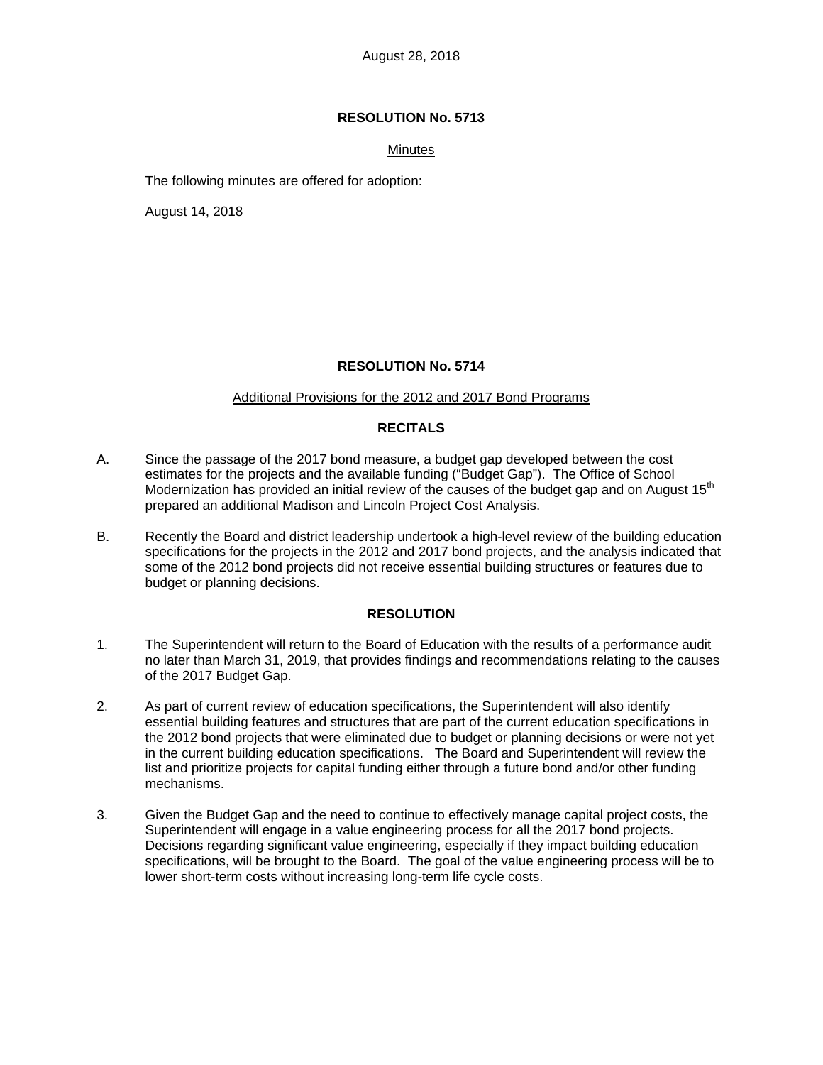August 28, 2018

## RESOLUTION No. 5713

Minutes

The following minutes are offered for adoption:

August 14, 2018

## RESOLUTION No. 5714

Additional Provisions for the 2012 and 2017 Bond Programs

### RECITALS

A. Since the passage of the 2017 bond measure, a budget gap developed between the cost estimates for the projects and the available funding ("Budget Gap"). The Office of School Modernization has provided an initial review of the causes of the budget gap and on August 15th prepared an additional Madison and Lincoln Project Cost Analysis.

B. Recently the Board and district leadership undertook a high-level review of the building education specifications for the projects in the 2012 and 2017 bond projects, and the analysis indicated that some of the 2012 bond projects did not receive essential building structures or features due to budget or planning decisions.

### RESOLUTION

1. The Superintendent will return to the Board of Education with the results of a performance audit no later than March 31, 2019, that provides findings and recommendations relating to the causes of the 2017 Budget Gap.

2. As part of current review of education specifications, the Superintendent will also identify essential building features and structures that are part of the current education specifications in the 2012 bond projects that were eliminated due to budget or planning decisions or were not yet in the current building education specifications. The Board and Superintendent will review the list and prioritize projects for capital funding either through a future bond and/or other funding mechanisms.

3. Given the Budget Gap and the need to continue to effectively manage capital project costs, the Superintendent will engage in a value engineering process for all the 2017 bond projects. Decisions regarding significant value engineering, especially if they impact building education specifications, will be brought to the Board. The goal of the value engineering process will be to lower short-term costs without increasing long-term life cycle costs.